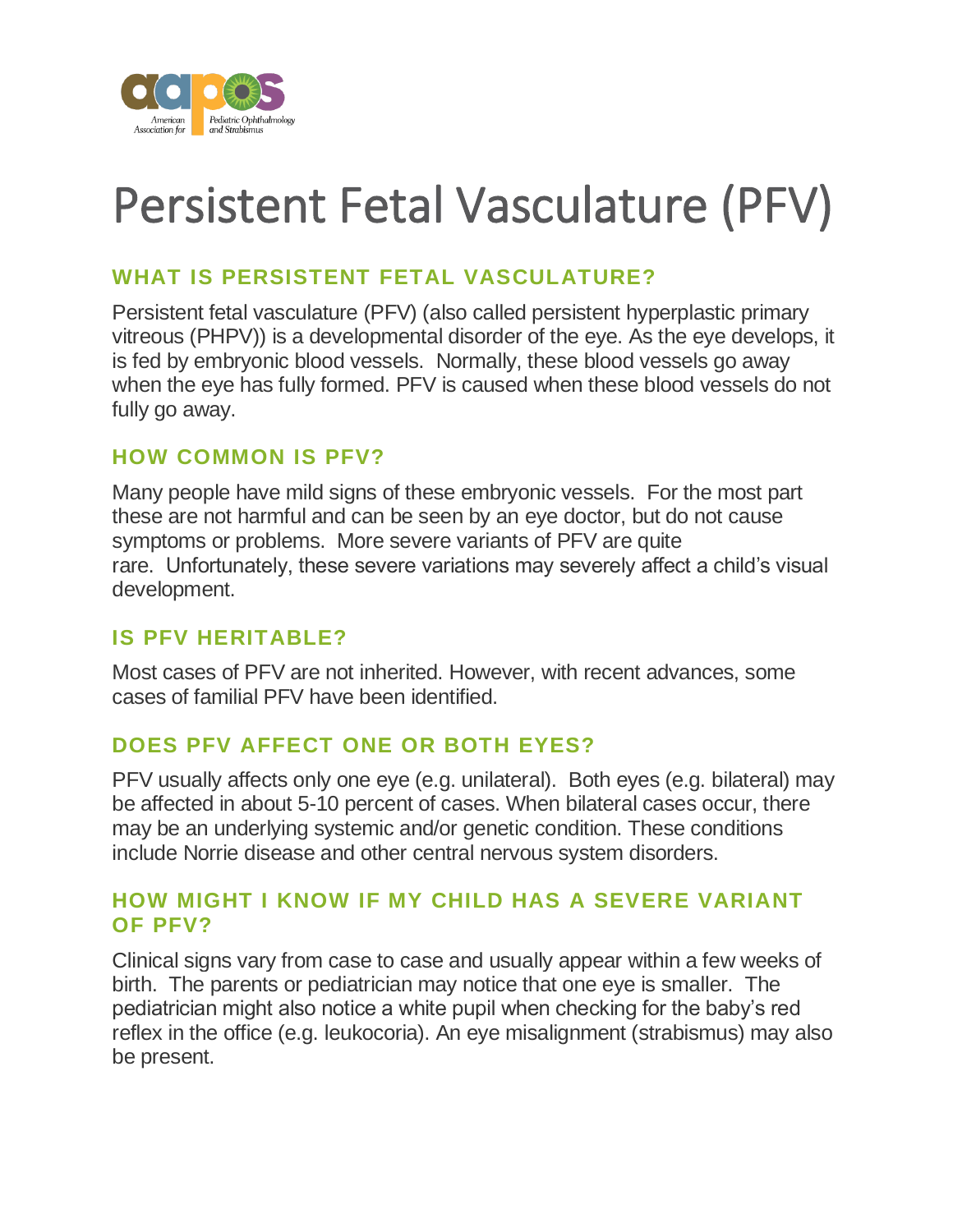# Persistent Fetal Vasculature (PFV)

## WHAT IS PERSISTENT FETAL VASCULATURE?

Persistent fetal vasculature (PFV) (also called persistent hyperplastic primary vitreous (PHPV)) is a developmental disorder of the eye. As the eye develops, it is fed by embryonic blood vessels. Normally, these blood vessels go away when the eye has fully formed. PFV is caused when these blood vessels do not fully go away.

## HOW COMMON IS PFV?

Many people have mild signs of these embryonic vessels. For the most part these are not harmful and can be seen by an eye doctor, but do not cause symptoms or problems. More severe variants of PFV are quite rare. Unfortunately, these severe variations may severely affect a child's visual development.

## IS PFV HERITABLE?

Most cases of PFV are not inherited. However, with recent advances, some cases of familial PFV have been identified.

## DOES PFV AFFECT ONE OR BOTH EYES?

PFV usually affects only one eye (e.g. unilateral). Both eyes (e.g. bilateral) may be affected in about 5-10 percent of cases. When bilateral cases occur, there may be an underlying systemic and/or genetic condition. These conditions include Norrie disease and other central nervous system disorders.

## HOW MIGHT I KNOW IF MY CHILD HAS A SEVERE VARIANT OF PFV?

Clinical signs vary from case to case and usually appear within a few weeks of birth. The parents or pediatrician may notice that one eye is smaller. The pediatrician might also notice a white pupil when checking for the baby's red reflex in the office (e.g. leukocoria). An eye misalignment (strabismus) may also be present.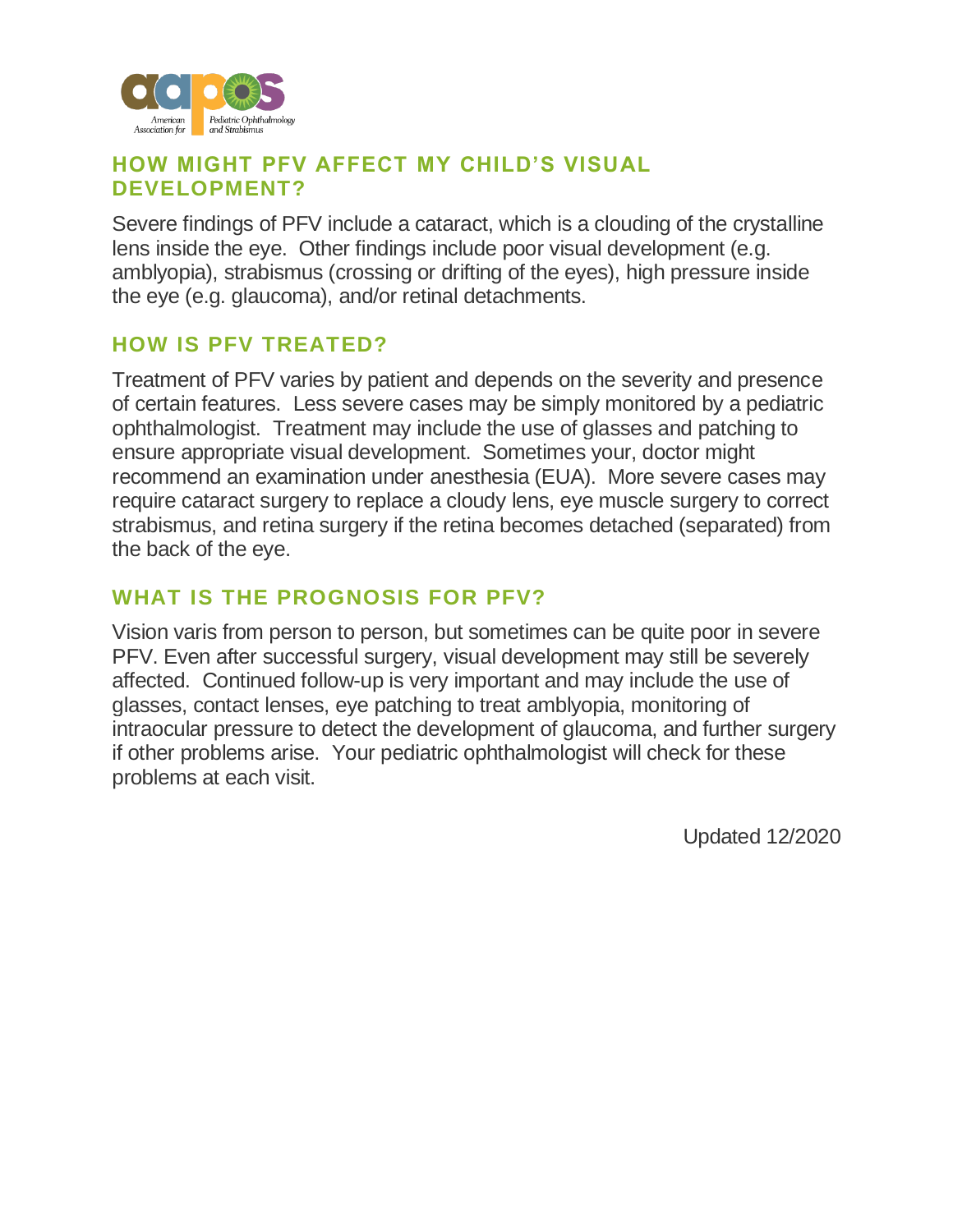## HOW MIGHT PFV AFFECT MY CHILD'S VISUAL DEVELOPMENT?

Severe findings of PFV include a cataract, which is a clouding of the crystalline lens inside the eye. Other findings include poor visual development (e.g. amblyopia), strabismus (crossing or drifting of the eyes), high pressure inside the eye (e.g. glaucoma), and/or retinal detachments.

## HOW IS PFV TREATED?

Treatment of PFV varies by patient and depends on the severity and presence of certain features. Less severe cases may be simply monitored by a pediatric ophthalmologist. Treatment may include the use of glasses and patching to ensure appropriate visual development. Sometimes your, doctor might recommend an examination under anesthesia (EUA). More severe cases may require cataract surgery to replace a cloudy lens, eye muscle surgery to correct strabismus, and retina surgery if the retina becomes detached (separated) from the back of the eye.

## WHAT IS THE PROGNOSIS FOR PFV?

Vision varis from person to person, but sometimes can be quite poor in severe PFV. Even after successful surgery, visual development may still be severely affected. Continued follow-up is very important and may include the use of glasses, contact lenses, eye patching to treat amblyopia, monitoring of intraocular pressure to detect the development of glaucoma, and further surgery if other problems arise. Your pediatric ophthalmologist will check for these problems at each visit.

Updated 12/2020